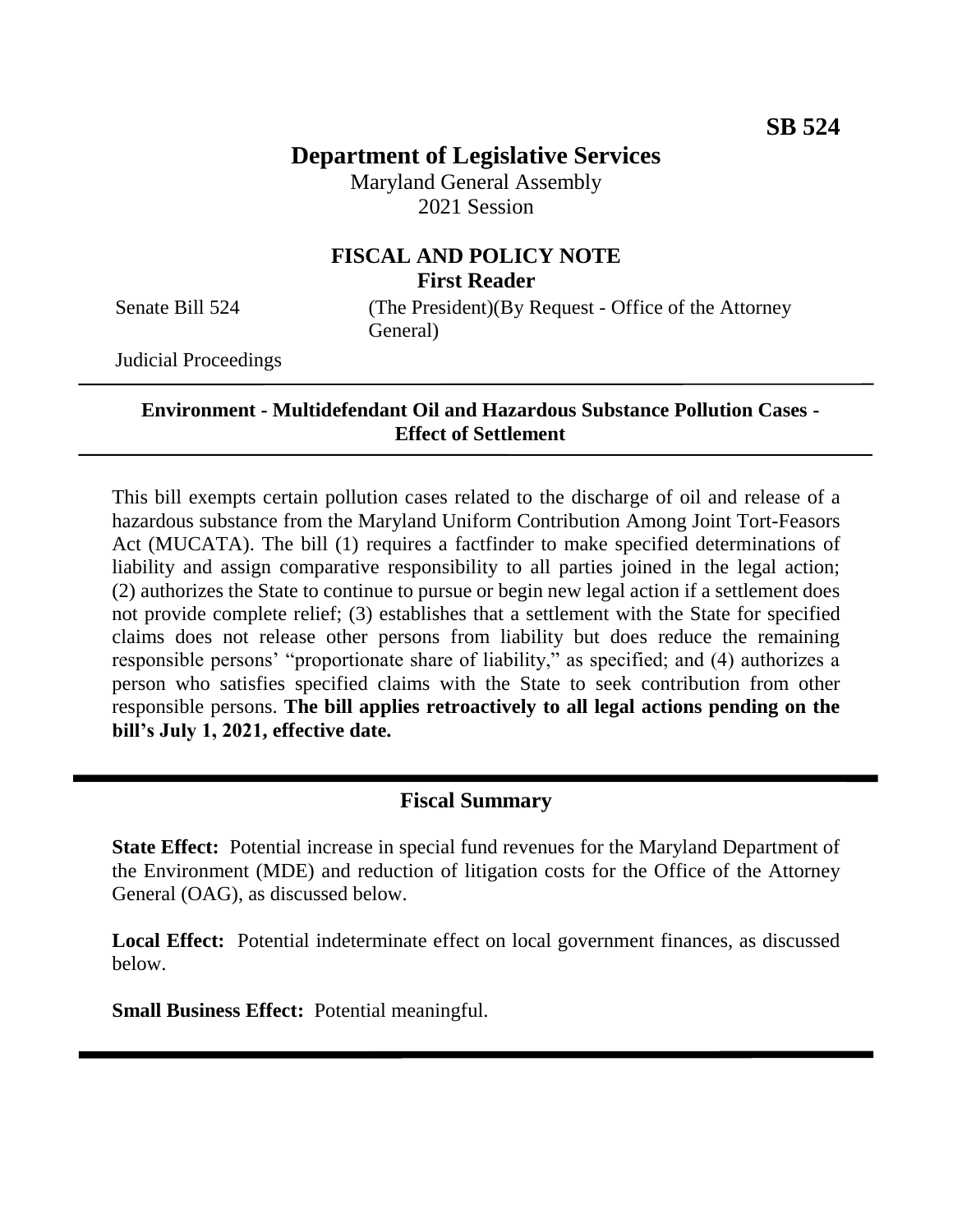**SB 524**

# Department of Legislative Services

Maryland General Assembly
2021 Session

## FISCAL AND POLICY NOTE
**First Reader**

Senate Bill 524 (The President)(By Request - Office of the Attorney General)

Judicial Proceedings

**Environment - Multidefendant Oil and Hazardous Substance Pollution Cases - Effect of Settlement**

This bill exempts certain pollution cases related to the discharge of oil and release of a hazardous substance from the Maryland Uniform Contribution Among Joint Tort-Feasors Act (MUCATA). The bill (1) requires a factfinder to make specified determinations of liability and assign comparative responsibility to all parties joined in the legal action; (2) authorizes the State to continue to pursue or begin new legal action if a settlement does not provide complete relief; (3) establishes that a settlement with the State for specified claims does not release other persons from liability but does reduce the remaining responsible persons' "proportionate share of liability," as specified; and (4) authorizes a person who satisfies specified claims with the State to seek contribution from other responsible persons. **The bill applies retroactively to all legal actions pending on the bill's July 1, 2021, effective date.**

## Fiscal Summary

**State Effect:** Potential increase in special fund revenues for the Maryland Department of the Environment (MDE) and reduction of litigation costs for the Office of the Attorney General (OAG), as discussed below.

**Local Effect:** Potential indeterminate effect on local government finances, as discussed below.

**Small Business Effect:** Potential meaningful.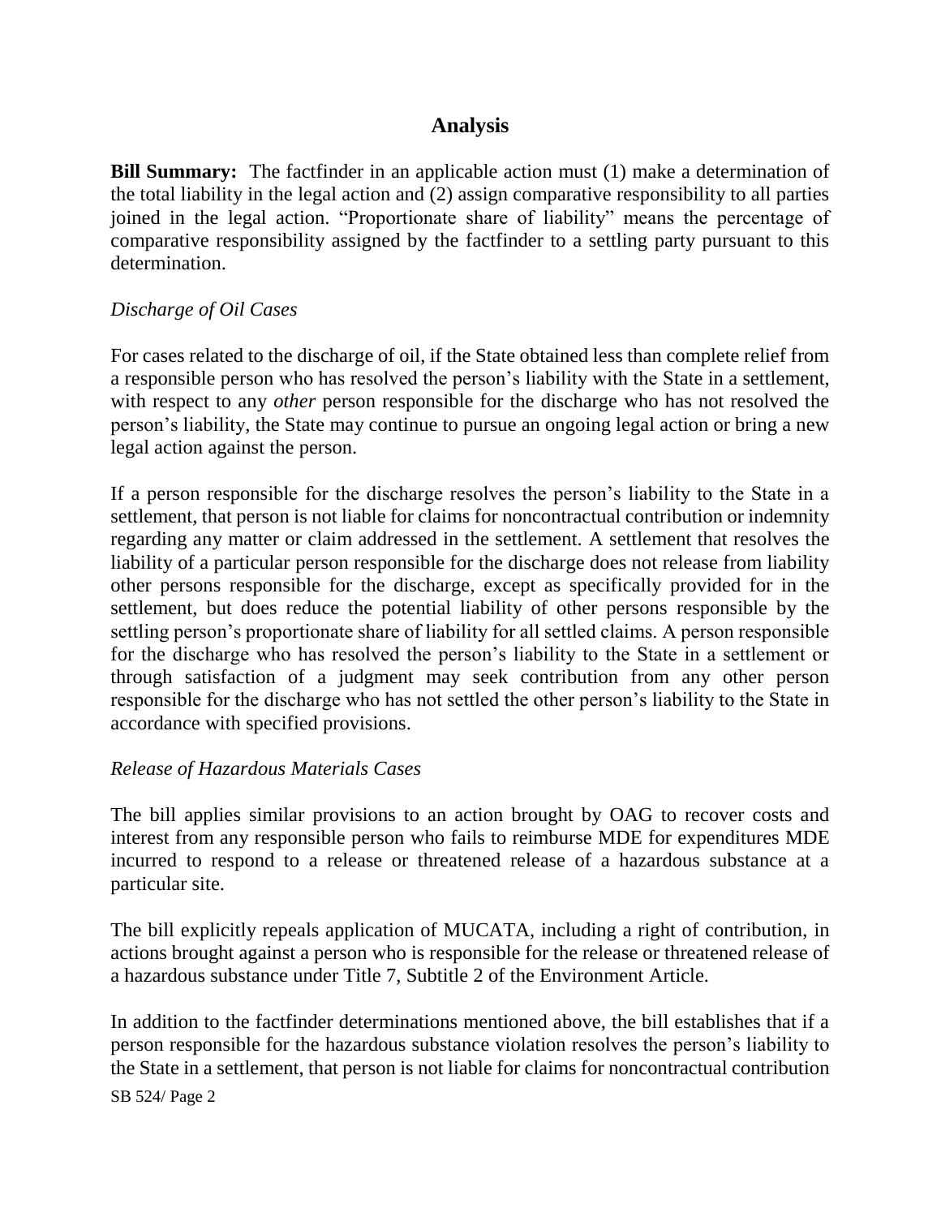## Analysis

**Bill Summary:** The factfinder in an applicable action must (1) make a determination of the total liability in the legal action and (2) assign comparative responsibility to all parties joined in the legal action. "Proportionate share of liability" means the percentage of comparative responsibility assigned by the factfinder to a settling party pursuant to this determination.

*Discharge of Oil Cases*

For cases related to the discharge of oil, if the State obtained less than complete relief from a responsible person who has resolved the person's liability with the State in a settlement, with respect to any *other* person responsible for the discharge who has not resolved the person's liability, the State may continue to pursue an ongoing legal action or bring a new legal action against the person.

If a person responsible for the discharge resolves the person's liability to the State in a settlement, that person is not liable for claims for noncontractual contribution or indemnity regarding any matter or claim addressed in the settlement. A settlement that resolves the liability of a particular person responsible for the discharge does not release from liability other persons responsible for the discharge, except as specifically provided for in the settlement, but does reduce the potential liability of other persons responsible by the settling person's proportionate share of liability for all settled claims. A person responsible for the discharge who has resolved the person's liability to the State in a settlement or through satisfaction of a judgment may seek contribution from any other person responsible for the discharge who has not settled the other person's liability to the State in accordance with specified provisions.

*Release of Hazardous Materials Cases*

The bill applies similar provisions to an action brought by OAG to recover costs and interest from any responsible person who fails to reimburse MDE for expenditures MDE incurred to respond to a release or threatened release of a hazardous substance at a particular site.

The bill explicitly repeals application of MUCATA, including a right of contribution, in actions brought against a person who is responsible for the release or threatened release of a hazardous substance under Title 7, Subtitle 2 of the Environment Article.

In addition to the factfinder determinations mentioned above, the bill establishes that if a person responsible for the hazardous substance violation resolves the person's liability to the State in a settlement, that person is not liable for claims for noncontractual contribution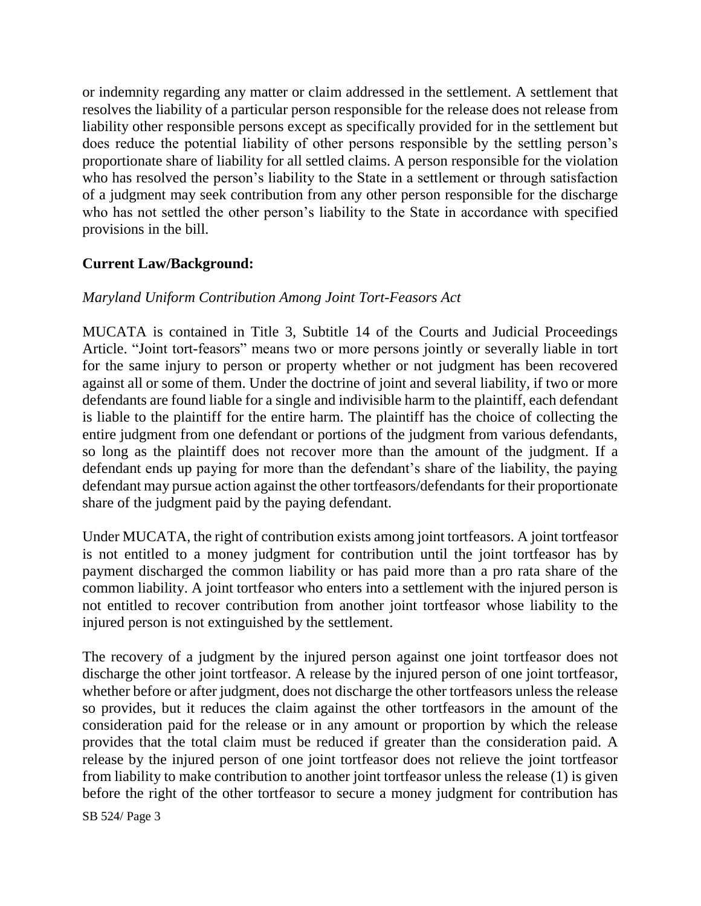or indemnity regarding any matter or claim addressed in the settlement. A settlement that resolves the liability of a particular person responsible for the release does not release from liability other responsible persons except as specifically provided for in the settlement but does reduce the potential liability of other persons responsible by the settling person's proportionate share of liability for all settled claims. A person responsible for the violation who has resolved the person's liability to the State in a settlement or through satisfaction of a judgment may seek contribution from any other person responsible for the discharge who has not settled the other person's liability to the State in accordance with specified provisions in the bill.

**Current Law/Background:**

*Maryland Uniform Contribution Among Joint Tort-Feasors Act*

MUCATA is contained in Title 3, Subtitle 14 of the Courts and Judicial Proceedings Article. "Joint tort-feasors" means two or more persons jointly or severally liable in tort for the same injury to person or property whether or not judgment has been recovered against all or some of them. Under the doctrine of joint and several liability, if two or more defendants are found liable for a single and indivisible harm to the plaintiff, each defendant is liable to the plaintiff for the entire harm. The plaintiff has the choice of collecting the entire judgment from one defendant or portions of the judgment from various defendants, so long as the plaintiff does not recover more than the amount of the judgment. If a defendant ends up paying for more than the defendant's share of the liability, the paying defendant may pursue action against the other tortfeasors/defendants for their proportionate share of the judgment paid by the paying defendant.

Under MUCATA, the right of contribution exists among joint tortfeasors. A joint tortfeasor is not entitled to a money judgment for contribution until the joint tortfeasor has by payment discharged the common liability or has paid more than a pro rata share of the common liability. A joint tortfeasor who enters into a settlement with the injured person is not entitled to recover contribution from another joint tortfeasor whose liability to the injured person is not extinguished by the settlement.

The recovery of a judgment by the injured person against one joint tortfeasor does not discharge the other joint tortfeasor. A release by the injured person of one joint tortfeasor, whether before or after judgment, does not discharge the other tortfeasors unless the release so provides, but it reduces the claim against the other tortfeasors in the amount of the consideration paid for the release or in any amount or proportion by which the release provides that the total claim must be reduced if greater than the consideration paid. A release by the injured person of one joint tortfeasor does not relieve the joint tortfeasor from liability to make contribution to another joint tortfeasor unless the release (1) is given before the right of the other tortfeasor to secure a money judgment for contribution has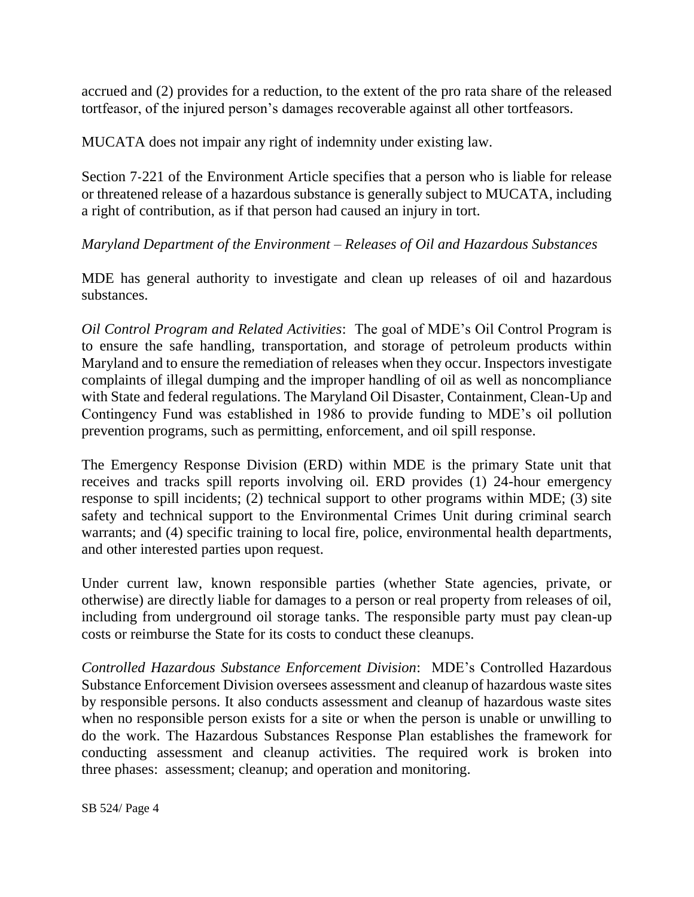accrued and (2) provides for a reduction, to the extent of the pro rata share of the released tortfeasor, of the injured person's damages recoverable against all other tortfeasors.

MUCATA does not impair any right of indemnity under existing law.

Section 7-221 of the Environment Article specifies that a person who is liable for release or threatened release of a hazardous substance is generally subject to MUCATA, including a right of contribution, as if that person had caused an injury in tort.

*Maryland Department of the Environment – Releases of Oil and Hazardous Substances*

MDE has general authority to investigate and clean up releases of oil and hazardous substances.

*Oil Control Program and Related Activities*: The goal of MDE's Oil Control Program is to ensure the safe handling, transportation, and storage of petroleum products within Maryland and to ensure the remediation of releases when they occur. Inspectors investigate complaints of illegal dumping and the improper handling of oil as well as noncompliance with State and federal regulations. The Maryland Oil Disaster, Containment, Clean-Up and Contingency Fund was established in 1986 to provide funding to MDE's oil pollution prevention programs, such as permitting, enforcement, and oil spill response.

The Emergency Response Division (ERD) within MDE is the primary State unit that receives and tracks spill reports involving oil. ERD provides (1) 24-hour emergency response to spill incidents; (2) technical support to other programs within MDE; (3) site safety and technical support to the Environmental Crimes Unit during criminal search warrants; and (4) specific training to local fire, police, environmental health departments, and other interested parties upon request.

Under current law, known responsible parties (whether State agencies, private, or otherwise) are directly liable for damages to a person or real property from releases of oil, including from underground oil storage tanks. The responsible party must pay clean-up costs or reimburse the State for its costs to conduct these cleanups.

*Controlled Hazardous Substance Enforcement Division*: MDE's Controlled Hazardous Substance Enforcement Division oversees assessment and cleanup of hazardous waste sites by responsible persons. It also conducts assessment and cleanup of hazardous waste sites when no responsible person exists for a site or when the person is unable or unwilling to do the work. The Hazardous Substances Response Plan establishes the framework for conducting assessment and cleanup activities. The required work is broken into three phases: assessment; cleanup; and operation and monitoring.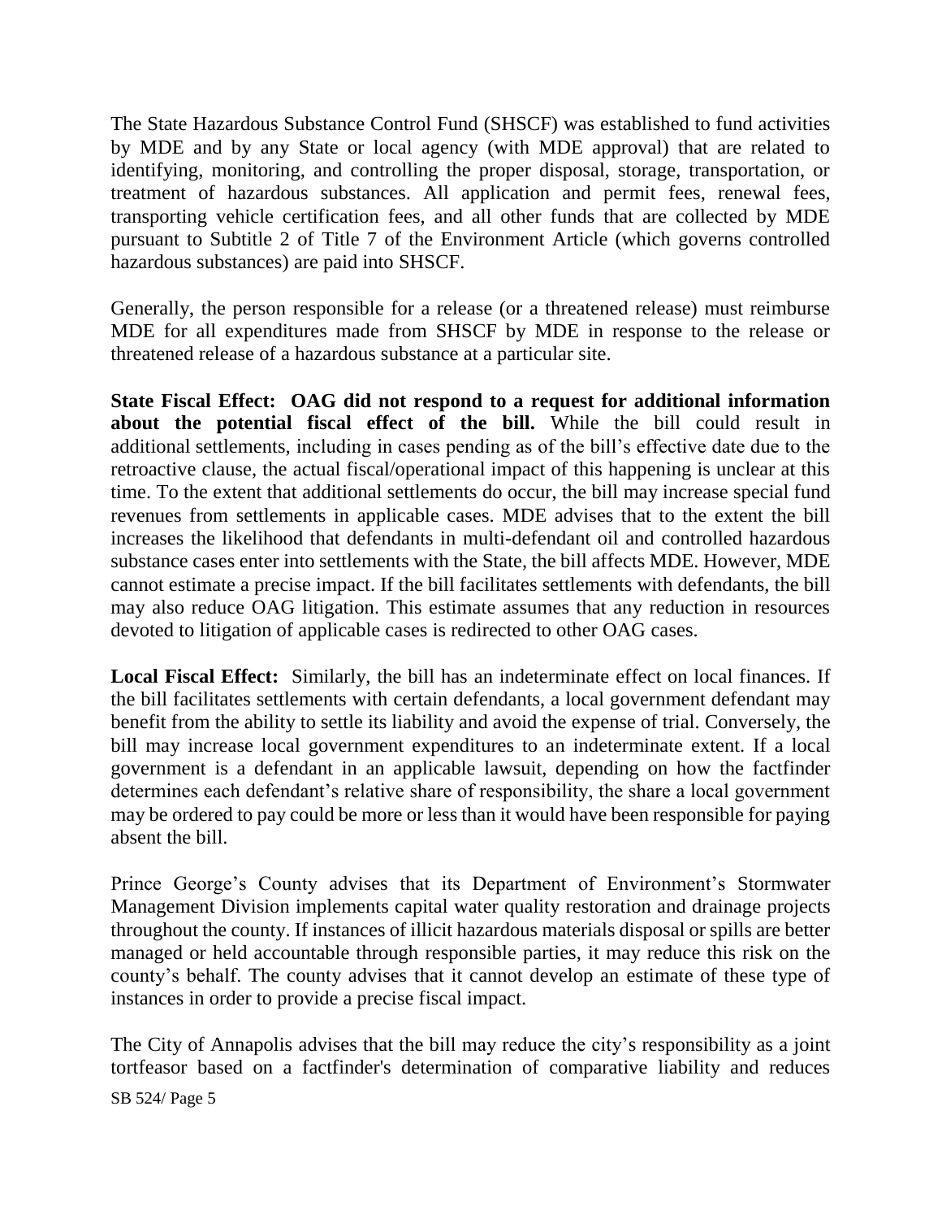The State Hazardous Substance Control Fund (SHSCF) was established to fund activities by MDE and by any State or local agency (with MDE approval) that are related to identifying, monitoring, and controlling the proper disposal, storage, transportation, or treatment of hazardous substances. All application and permit fees, renewal fees, transporting vehicle certification fees, and all other funds that are collected by MDE pursuant to Subtitle 2 of Title 7 of the Environment Article (which governs controlled hazardous substances) are paid into SHSCF.

Generally, the person responsible for a release (or a threatened release) must reimburse MDE for all expenditures made from SHSCF by MDE in response to the release or threatened release of a hazardous substance at a particular site.

**State Fiscal Effect: OAG did not respond to a request for additional information about the potential fiscal effect of the bill.** While the bill could result in additional settlements, including in cases pending as of the bill's effective date due to the retroactive clause, the actual fiscal/operational impact of this happening is unclear at this time. To the extent that additional settlements do occur, the bill may increase special fund revenues from settlements in applicable cases. MDE advises that to the extent the bill increases the likelihood that defendants in multi-defendant oil and controlled hazardous substance cases enter into settlements with the State, the bill affects MDE. However, MDE cannot estimate a precise impact. If the bill facilitates settlements with defendants, the bill may also reduce OAG litigation. This estimate assumes that any reduction in resources devoted to litigation of applicable cases is redirected to other OAG cases.

**Local Fiscal Effect:** Similarly, the bill has an indeterminate effect on local finances. If the bill facilitates settlements with certain defendants, a local government defendant may benefit from the ability to settle its liability and avoid the expense of trial. Conversely, the bill may increase local government expenditures to an indeterminate extent. If a local government is a defendant in an applicable lawsuit, depending on how the factfinder determines each defendant's relative share of responsibility, the share a local government may be ordered to pay could be more or less than it would have been responsible for paying absent the bill.

Prince George's County advises that its Department of Environment's Stormwater Management Division implements capital water quality restoration and drainage projects throughout the county. If instances of illicit hazardous materials disposal or spills are better managed or held accountable through responsible parties, it may reduce this risk on the county's behalf. The county advises that it cannot develop an estimate of these type of instances in order to provide a precise fiscal impact.

The City of Annapolis advises that the bill may reduce the city's responsibility as a joint tortfeasor based on a factfinder's determination of comparative liability and reduces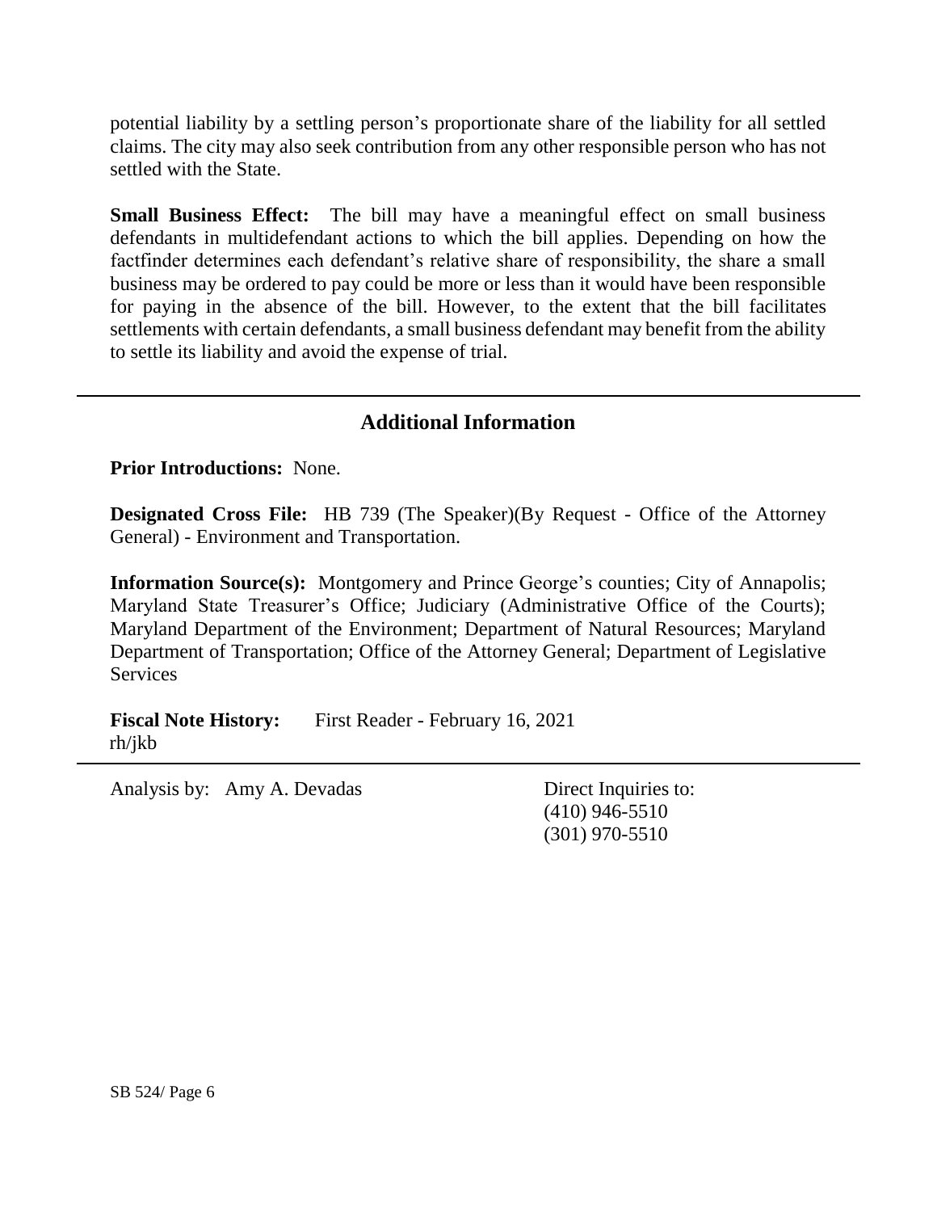potential liability by a settling person's proportionate share of the liability for all settled claims. The city may also seek contribution from any other responsible person who has not settled with the State.

**Small Business Effect:** The bill may have a meaningful effect on small business defendants in multidefendant actions to which the bill applies. Depending on how the factfinder determines each defendant's relative share of responsibility, the share a small business may be ordered to pay could be more or less than it would have been responsible for paying in the absence of the bill. However, to the extent that the bill facilitates settlements with certain defendants, a small business defendant may benefit from the ability to settle its liability and avoid the expense of trial.

## Additional Information

**Prior Introductions:** None.

**Designated Cross File:** HB 739 (The Speaker)(By Request - Office of the Attorney General) - Environment and Transportation.

**Information Source(s):** Montgomery and Prince George's counties; City of Annapolis; Maryland State Treasurer's Office; Judiciary (Administrative Office of the Courts); Maryland Department of the Environment; Department of Natural Resources; Maryland Department of Transportation; Office of the Attorney General; Department of Legislative Services

**Fiscal Note History:** First Reader - February 16, 2021
rh/jkb

Analysis by: Amy A. Devadas

Direct Inquiries to:
(410) 946-5510
(301) 970-5510